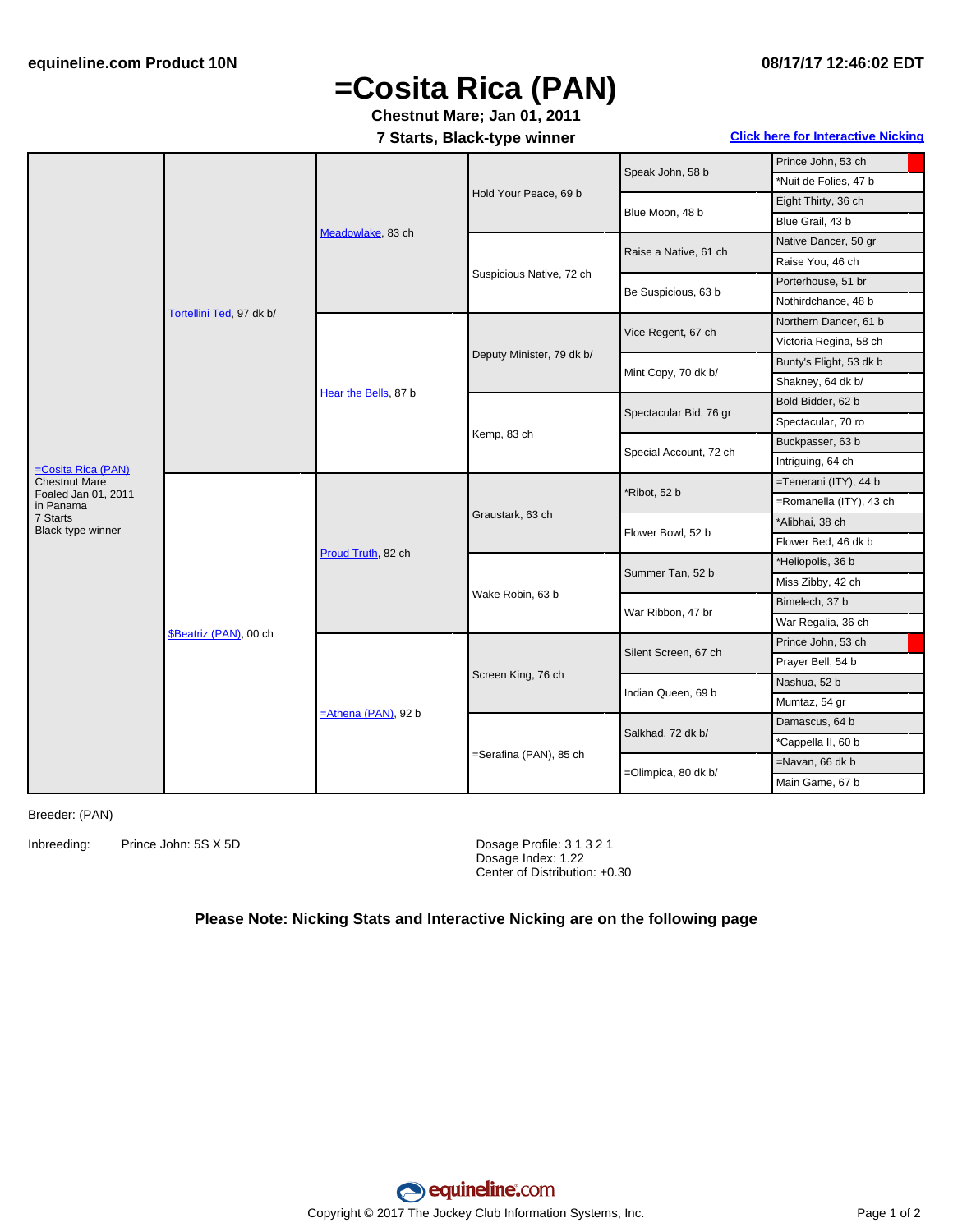# =Cosita Rica (PAN)

**Chestnut Mare; Jan 01, 2011**

**7 Starts, Black-type winner**

**Click here for Interactive Nicking**

| Horse | Sire/Dam | 2nd Gen | 3rd Gen | 4th Gen | 5th Gen |
|---|---|---|---|---|---|
| =Cosita Rica (PAN) Chestnut Mare Foaled Jan 01, 2011 in Panama 7 Starts Black-type winner | Tortellini Ted, 97 dk b/ | Meadowlake, 83 ch | Hold Your Peace, 69 b | Speak John, 58 b | Prince John, 53 ch |
| | | | | | *Nuit de Folies, 47 b |
| | | | | Blue Moon, 48 b | Eight Thirty, 36 ch |
| | | | | | Blue Grail, 43 b |
| | | | Suspicious Native, 72 ch | Raise a Native, 61 ch | Native Dancer, 50 gr |
| | | | | | Raise You, 46 ch |
| | | | | Be Suspicious, 63 b | Porterhouse, 51 br |
| | | | | | Nothirdchance, 48 b |
| | | Hear the Bells, 87 b | Deputy Minister, 79 dk b/ | Vice Regent, 67 ch | Northern Dancer, 61 b |
| | | | | | Victoria Regina, 58 ch |
| | | | | Mint Copy, 70 dk b/ | Bunty's Flight, 53 dk b |
| | | | | | Shakney, 64 dk b/ |
| | | | Kemp, 83 ch | Spectacular Bid, 76 gr | Bold Bidder, 62 b |
| | | | | | Spectacular, 70 ro |
| | | | | Special Account, 72 ch | Buckpasser, 63 b |
| | | | | | Intriguing, 64 ch |
| | $Beatriz (PAN), 00 ch | Proud Truth, 82 ch | Graustark, 63 ch | *Ribot, 52 b | =Tenerani (ITY), 44 b |
| | | | | | =Romanella (ITY), 43 ch |
| | | | | Flower Bowl, 52 b | *Alibhai, 38 ch |
| | | | | | Flower Bed, 46 dk b |
| | | | Wake Robin, 63 b | Summer Tan, 52 b | *Heliopolis, 36 b |
| | | | | | Miss Zibby, 42 ch |
| | | | | War Ribbon, 47 br | Bimelech, 37 b |
| | | | | | War Regalia, 36 ch |
| | | =Athena (PAN), 92 b | Screen King, 76 ch | Silent Screen, 67 ch | Prince John, 53 ch |
| | | | | | Prayer Bell, 54 b |
| | | | | Indian Queen, 69 b | Nashua, 52 b |
| | | | | | Mumtaz, 54 gr |
| | | | =Serafina (PAN), 85 ch | Salkhad, 72 dk b/ | Damascus, 64 b |
| | | | | | *Cappella II, 60 b |
| | | | | =Olimpica, 80 dk b/ | =Navan, 66 dk b |
| | | | | | Main Game, 67 b |

Breeder: (PAN)

Inbreeding: Prince John: 5S X 5D

Dosage Profile: 3 1 3 2 1
Dosage Index: 1.22
Center of Distribution: +0.30

**Please Note: Nicking Stats and Interactive Nicking are on the following page**

Copyright © 2017 The Jockey Club Information Systems, Inc.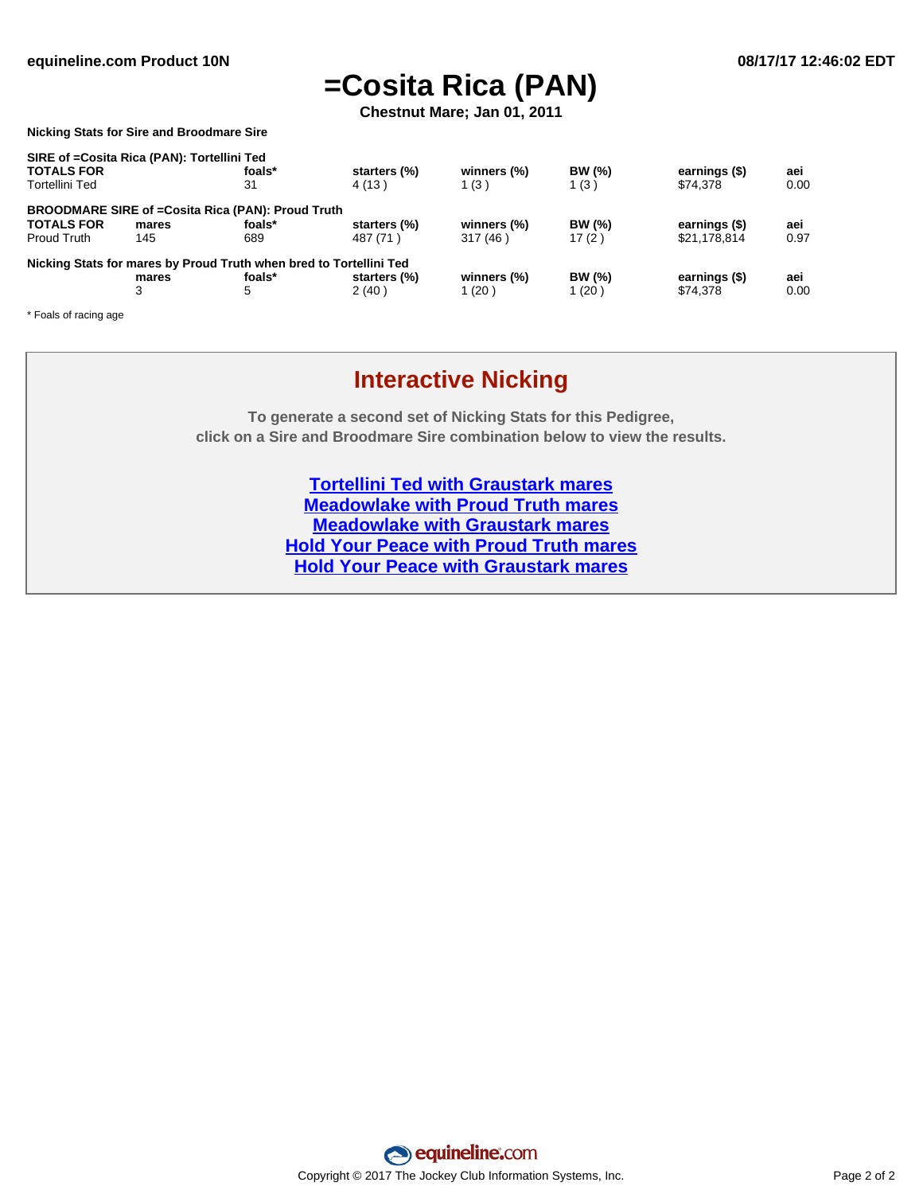# =Cosita Rica (PAN)

**Chestnut Mare; Jan 01, 2011**

**Nicking Stats for Sire and Broodmare Sire**

**SIRE of =Cosita Rica (PAN): Tortellini Ted**

| TOTALS FOR | | foals* | starters (%) | winners (%) | BW (%) | earnings ($) | aei |
|---|---|---|---|---|---|---|---|
| Tortellini Ted | | 31 | 4 (13 ) | 1 (3 ) | 1 (3 ) | $74,378 | 0.00 |

**BROODMARE SIRE of =Cosita Rica (PAN): Proud Truth**

| TOTALS FOR | mares | foals* | starters (%) | winners (%) | BW (%) | earnings ($) | aei |
|---|---|---|---|---|---|---|---|
| Proud Truth | 145 | 689 | 487 (71 ) | 317 (46 ) | 17 (2 ) | $21,178,814 | 0.97 |

**Nicking Stats for mares by Proud Truth when bred to Tortellini Ted**

| | mares | foals* | starters (%) | winners (%) | BW (%) | earnings ($) | aei |
|---|---|---|---|---|---|---|---|
| | 3 | 5 | 2 (40 ) | 1 (20 ) | 1 (20 ) | $74,378 | 0.00 |

* Foals of racing age

## Interactive Nicking

**To generate a second set of Nicking Stats for this Pedigree, click on a Sire and Broodmare Sire combination below to view the results.**

**Tortellini Ted with Graustark mares**
**Meadowlake with Proud Truth mares**
**Meadowlake with Graustark mares**
**Hold Your Peace with Proud Truth mares**
**Hold Your Peace with Graustark mares**

Copyright © 2017 The Jockey Club Information Systems, Inc.